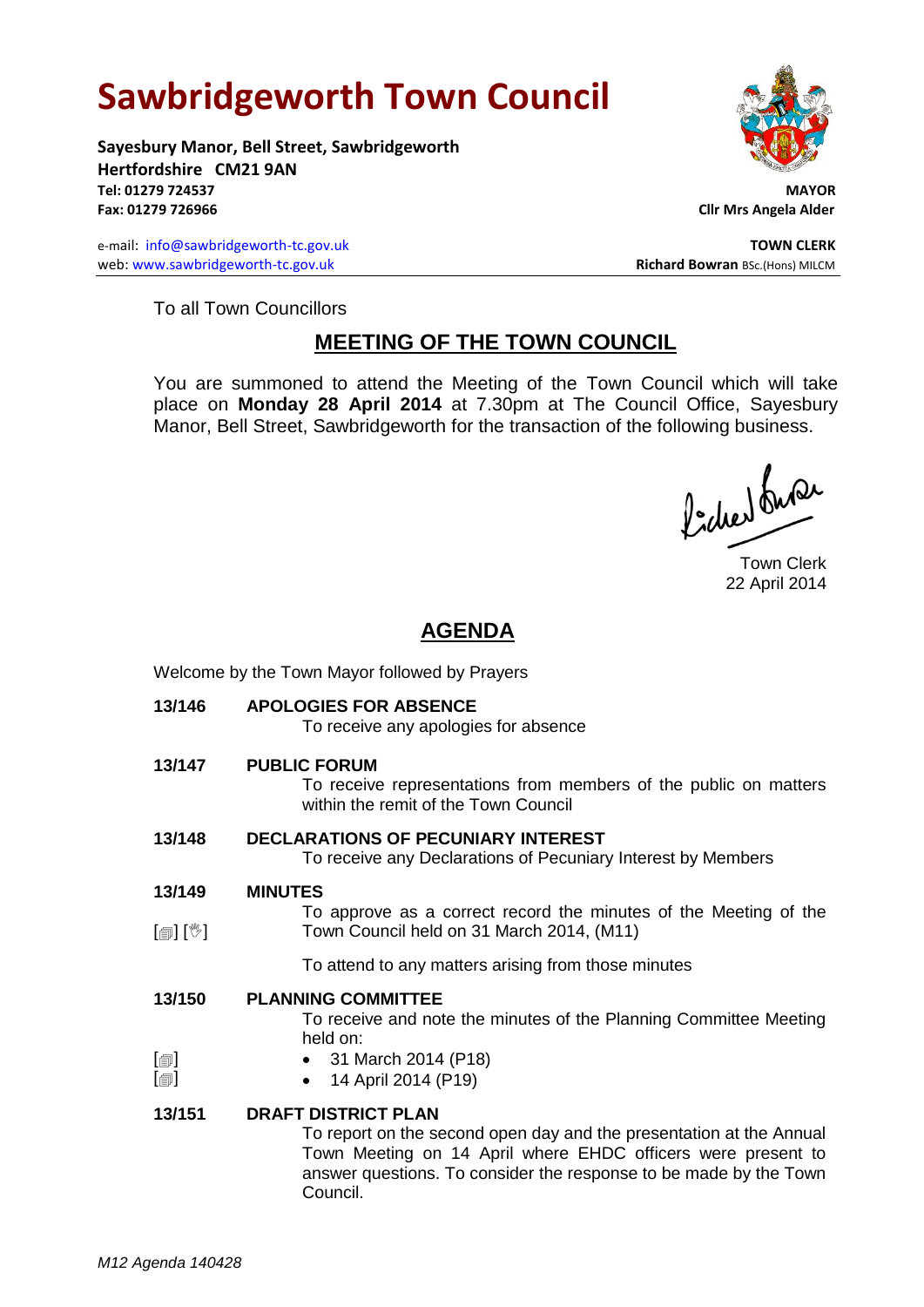# Sawbridgeworth Town Council

**Sayesbury Manor, Bell Street, Sawbridgeworth**
**Hertfordshire CM21 9AN**
**Tel: 01279 724537**
**Fax: 01279 726966**

**MAYOR**
**Cllr Mrs Angela Alder**

e-mail: info@sawbridgeworth-tc.gov.uk
web: www.sawbridgeworth-tc.gov.uk

**TOWN CLERK**
**Richard Bowran** BSc.(Hons) MILCM

To all Town Councillors

## MEETING OF THE TOWN COUNCIL

You are summoned to attend the Meeting of the Town Council which will take place on **Monday 28 April 2014** at 7.30pm at The Council Office, Sayesbury Manor, Bell Street, Sawbridgeworth for the transaction of the following business.

Town Clerk
22 April 2014

## AGENDA

Welcome by the Town Mayor followed by Prayers

**13/146 APOLOGIES FOR ABSENCE**

To receive any apologies for absence

**13/147 PUBLIC FORUM**

To receive representations from members of the public on matters within the remit of the Town Council

**13/148 DECLARATIONS OF PECUNIARY INTEREST**

To receive any Declarations of Pecuniary Interest by Members

**13/149 MINUTES**

[] [] To approve as a correct record the minutes of the Meeting of the Town Council held on 31 March 2014, (M11)

To attend to any matters arising from those minutes

**13/150 PLANNING COMMITTEE**

To receive and note the minutes of the Planning Committee Meeting held on:

- [] 31 March 2014 (P18)
- [] 14 April 2014 (P19)

**13/151 DRAFT DISTRICT PLAN**

To report on the second open day and the presentation at the Annual Town Meeting on 14 April where EHDC officers were present to answer questions. To consider the response to be made by the Town Council.

*M12 Agenda 140428*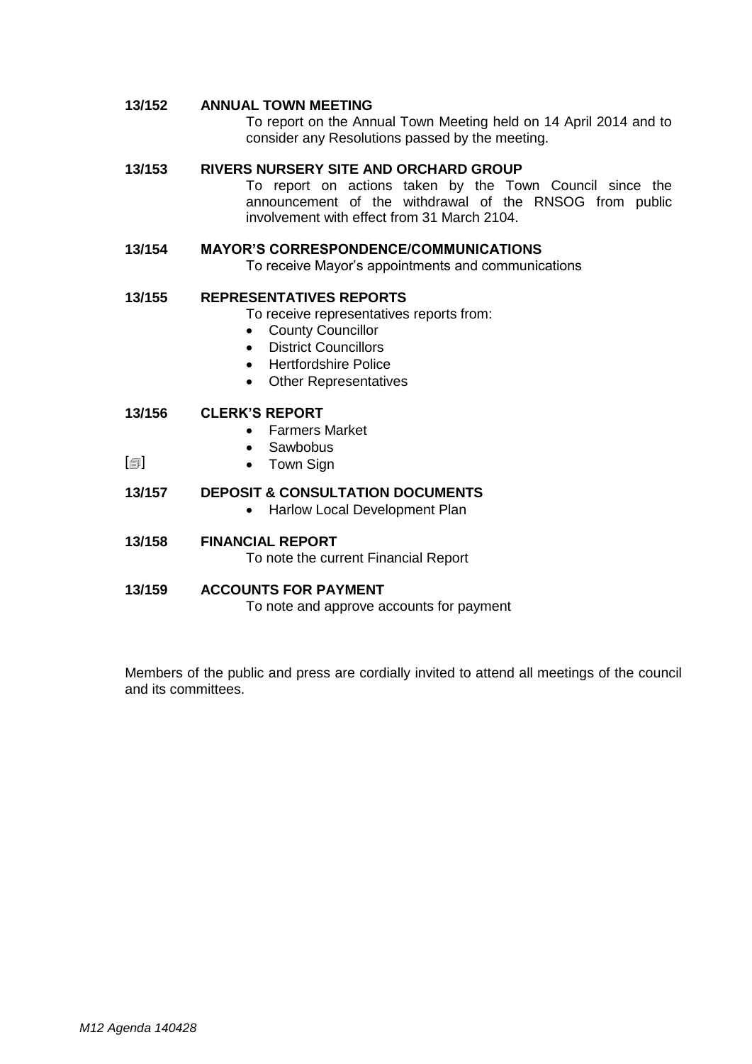**13/152 ANNUAL TOWN MEETING**

To report on the Annual Town Meeting held on 14 April 2014 and to consider any Resolutions passed by the meeting.

**13/153 RIVERS NURSERY SITE AND ORCHARD GROUP**

To report on actions taken by the Town Council since the announcement of the withdrawal of the RNSOG from public involvement with effect from 31 March 2104.

**13/154 MAYOR'S CORRESPONDENCE/COMMUNICATIONS**

To receive Mayor's appointments and communications

**13/155 REPRESENTATIVES REPORTS**

To receive representatives reports from:

- County Councillor
- District Councillors
- Hertfordshire Police
- Other Representatives

**13/156 CLERK'S REPORT**

- Farmers Market
- Sawbobus
- Town Sign [🗐]

**13/157 DEPOSIT & CONSULTATION DOCUMENTS**

- Harlow Local Development Plan

**13/158 FINANCIAL REPORT**

To note the current Financial Report

**13/159 ACCOUNTS FOR PAYMENT**

To note and approve accounts for payment

Members of the public and press are cordially invited to attend all meetings of the council and its committees.

*M12 Agenda 140428*